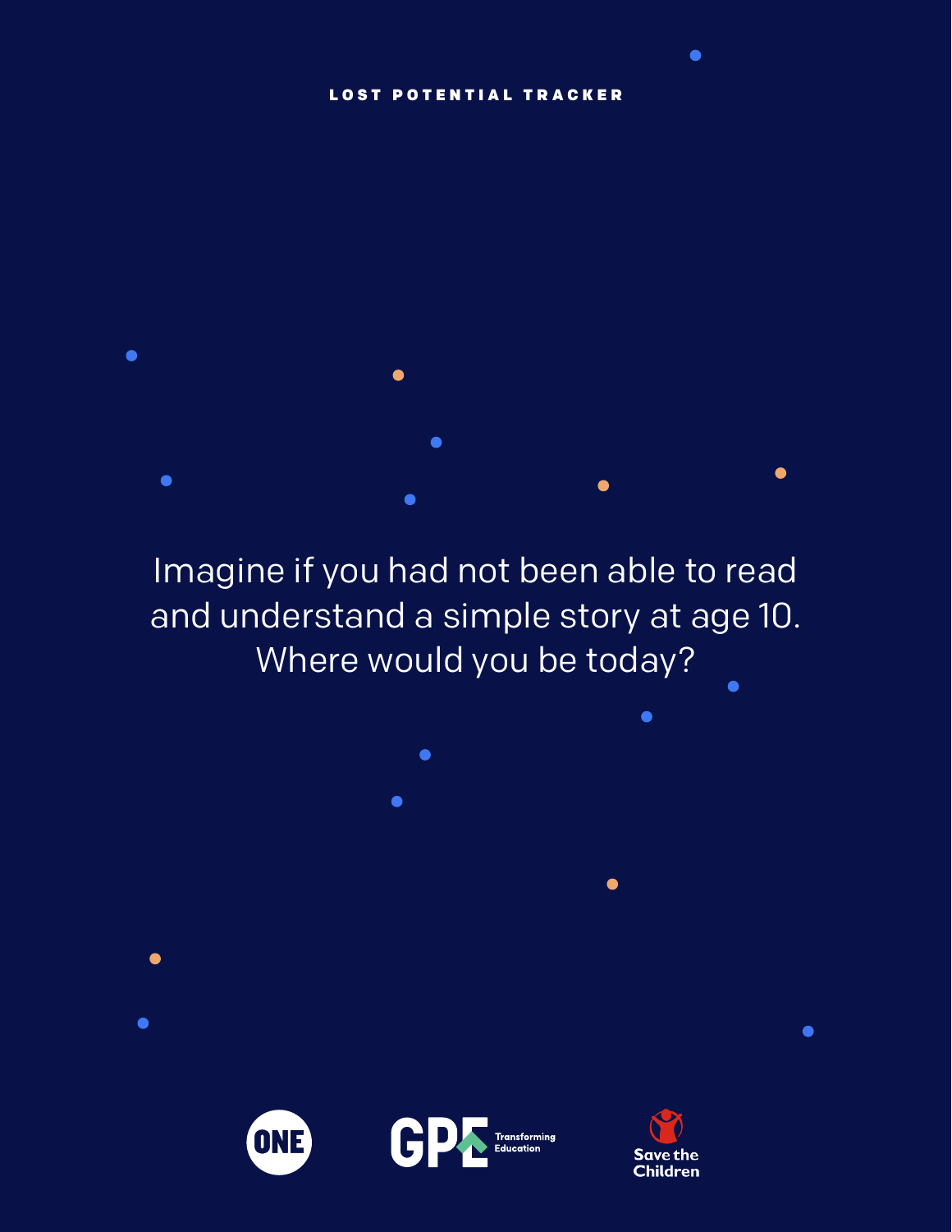LOST POTENTIAL TRACKER

Imagine if you had not been able to read and understand a simple story at age 10. Where would you be today?

ONE

GPE Transforming Education

Save the Children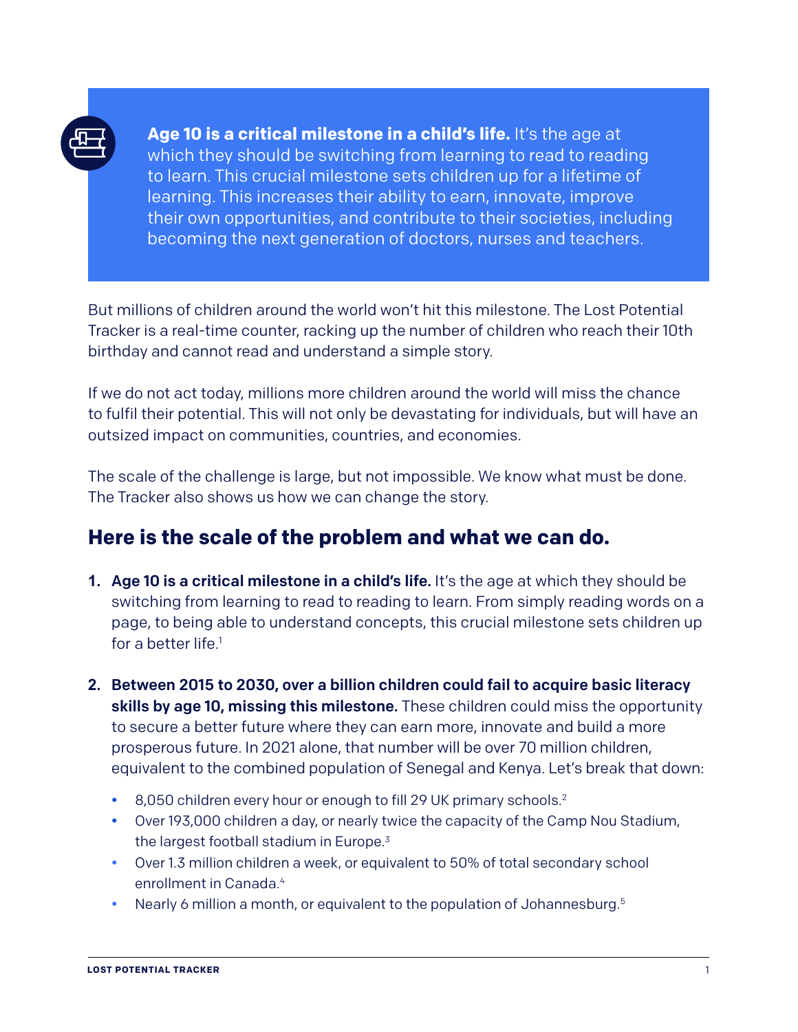**Age 10 is a critical milestone in a child's life.** It's the age at which they should be switching from learning to read to reading to learn. This crucial milestone sets children up for a lifetime of learning. This increases their ability to earn, innovate, improve their own opportunities, and contribute to their societies, including becoming the next generation of doctors, nurses and teachers.

But millions of children around the world won't hit this milestone. The Lost Potential Tracker is a real-time counter, racking up the number of children who reach their 10th birthday and cannot read and understand a simple story.

If we do not act today, millions more children around the world will miss the chance to fulfil their potential. This will not only be devastating for individuals, but will have an outsized impact on communities, countries, and economies.

The scale of the challenge is large, but not impossible. We know what must be done. The Tracker also shows us how we can change the story.

## Here is the scale of the problem and what we can do.

1. **Age 10 is a critical milestone in a child's life.** It's the age at which they should be switching from learning to read to reading to learn. From simply reading words on a page, to being able to understand concepts, this crucial milestone sets children up for a better life.[1]

2. **Between 2015 to 2030, over a billion children could fail to acquire basic literacy skills by age 10, missing this milestone.** These children could miss the opportunity to secure a better future where they can earn more, innovate and build a more prosperous future. In 2021 alone, that number will be over 70 million children, equivalent to the combined population of Senegal and Kenya. Let's break that down:
   - 8,050 children every hour or enough to fill 29 UK primary schools.[2]
   - Over 193,000 children a day, or nearly twice the capacity of the Camp Nou Stadium, the largest football stadium in Europe.[3]
   - Over 1.3 million children a week, or equivalent to 50% of total secondary school enrollment in Canada.[4]
   - Nearly 6 million a month, or equivalent to the population of Johannesburg.[5]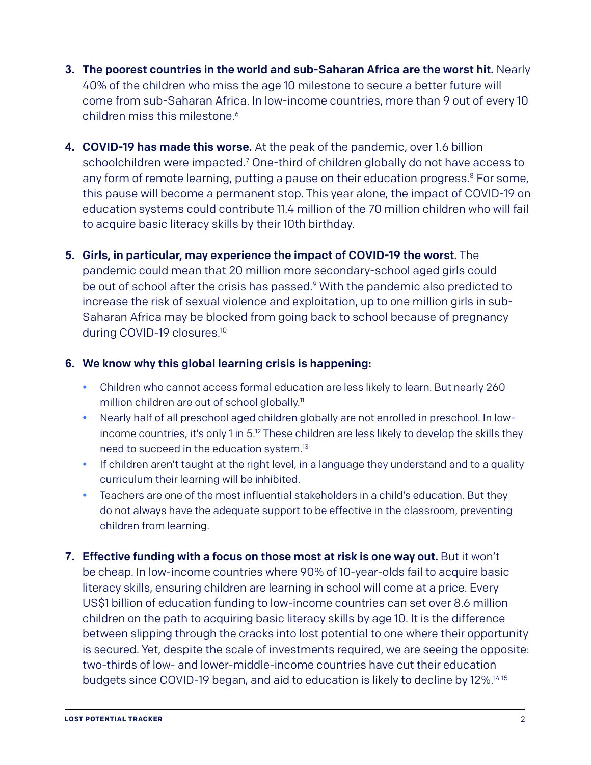3. **The poorest countries in the world and sub-Saharan Africa are the worst hit.** Nearly 40% of the children who miss the age 10 milestone to secure a better future will come from sub-Saharan Africa. In low-income countries, more than 9 out of every 10 children miss this milestone.[6]

4. **COVID-19 has made this worse.** At the peak of the pandemic, over 1.6 billion schoolchildren were impacted.[7] One-third of children globally do not have access to any form of remote learning, putting a pause on their education progress.[8] For some, this pause will become a permanent stop. This year alone, the impact of COVID-19 on education systems could contribute 11.4 million of the 70 million children who will fail to acquire basic literacy skills by their 10th birthday.

5. **Girls, in particular, may experience the impact of COVID-19 the worst.** The pandemic could mean that 20 million more secondary-school aged girls could be out of school after the crisis has passed.[9] With the pandemic also predicted to increase the risk of sexual violence and exploitation, up to one million girls in sub-Saharan Africa may be blocked from going back to school because of pregnancy during COVID-19 closures.[10]

6. **We know why this global learning crisis is happening:**
   - Children who cannot access formal education are less likely to learn. But nearly 260 million children are out of school globally.[11]
   - Nearly half of all preschool aged children globally are not enrolled in preschool. In low-income countries, it's only 1 in 5.[12] These children are less likely to develop the skills they need to succeed in the education system.[13]
   - If children aren't taught at the right level, in a language they understand and to a quality curriculum their learning will be inhibited.
   - Teachers are one of the most influential stakeholders in a child's education. But they do not always have the adequate support to be effective in the classroom, preventing children from learning.

7. **Effective funding with a focus on those most at risk is one way out.** But it won't be cheap. In low-income countries where 90% of 10-year-olds fail to acquire basic literacy skills, ensuring children are learning in school will come at a price. Every US$1 billion of education funding to low-income countries can set over 8.6 million children on the path to acquiring basic literacy skills by age 10. It is the difference between slipping through the cracks into lost potential to one where their opportunity is secured. Yet, despite the scale of investments required, we are seeing the opposite: two-thirds of low- and lower-middle-income countries have cut their education budgets since COVID-19 began, and aid to education is likely to decline by 12%.[14,15]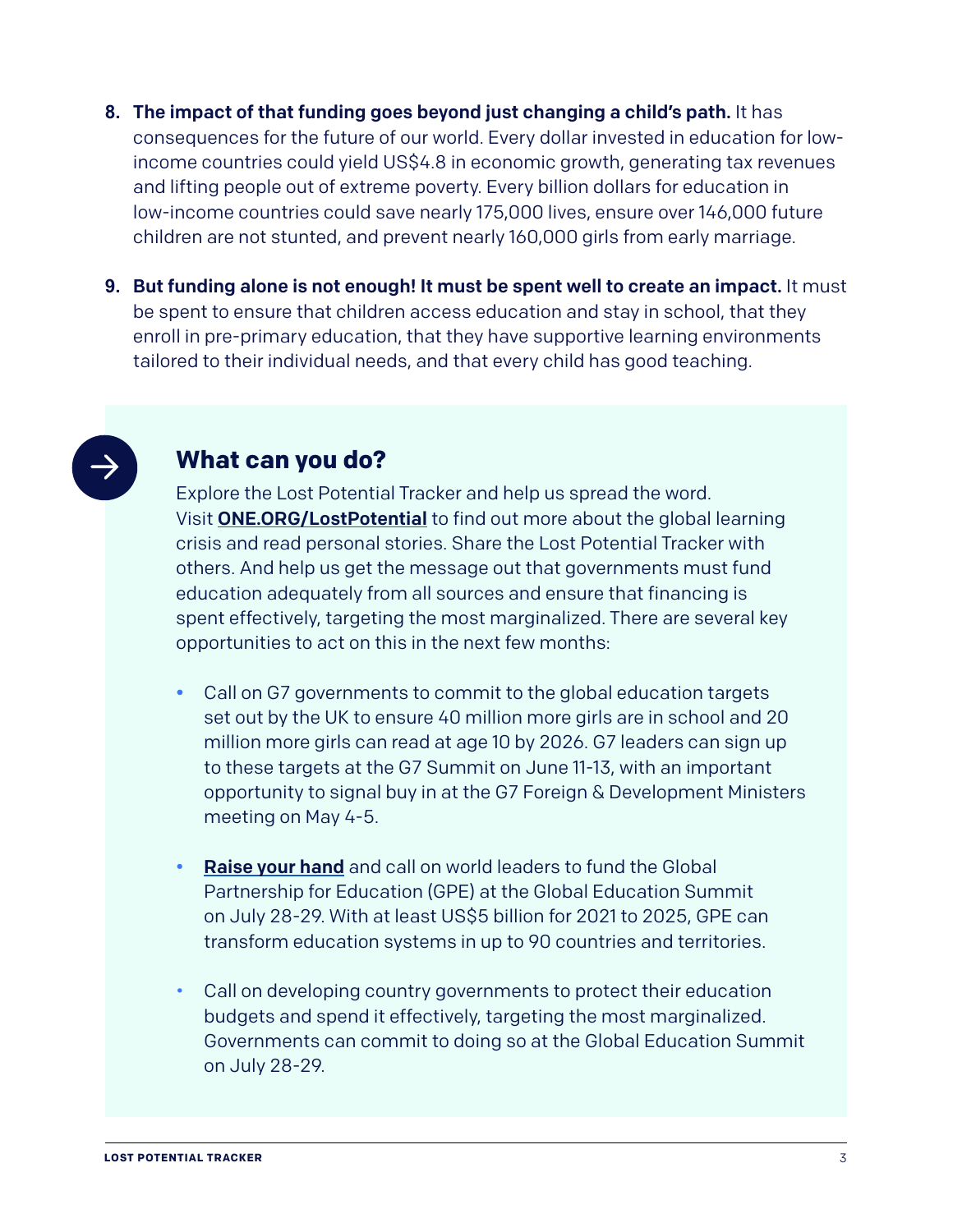8. **The impact of that funding goes beyond just changing a child's path.** It has consequences for the future of our world. Every dollar invested in education for low-income countries could yield US$4.8 in economic growth, generating tax revenues and lifting people out of extreme poverty. Every billion dollars for education in low-income countries could save nearly 175,000 lives, ensure over 146,000 future children are not stunted, and prevent nearly 160,000 girls from early marriage.

9. **But funding alone is not enough! It must be spent well to create an impact.** It must be spent to ensure that children access education and stay in school, that they enroll in pre-primary education, that they have supportive learning environments tailored to their individual needs, and that every child has good teaching.

## What can you do?

Explore the Lost Potential Tracker and help us spread the word. Visit **ONE.ORG/LostPotential** to find out more about the global learning crisis and read personal stories. Share the Lost Potential Tracker with others. And help us get the message out that governments must fund education adequately from all sources and ensure that financing is spent effectively, targeting the most marginalized. There are several key opportunities to act on this in the next few months:

- Call on G7 governments to commit to the global education targets set out by the UK to ensure 40 million more girls are in school and 20 million more girls can read at age 10 by 2026. G7 leaders can sign up to these targets at the G7 Summit on June 11-13, with an important opportunity to signal buy in at the G7 Foreign & Development Ministers meeting on May 4-5.

- **Raise your hand** and call on world leaders to fund the Global Partnership for Education (GPE) at the Global Education Summit on July 28-29. With at least US$5 billion for 2021 to 2025, GPE can transform education systems in up to 90 countries and territories.

- Call on developing country governments to protect their education budgets and spend it effectively, targeting the most marginalized. Governments can commit to doing so at the Global Education Summit on July 28-29.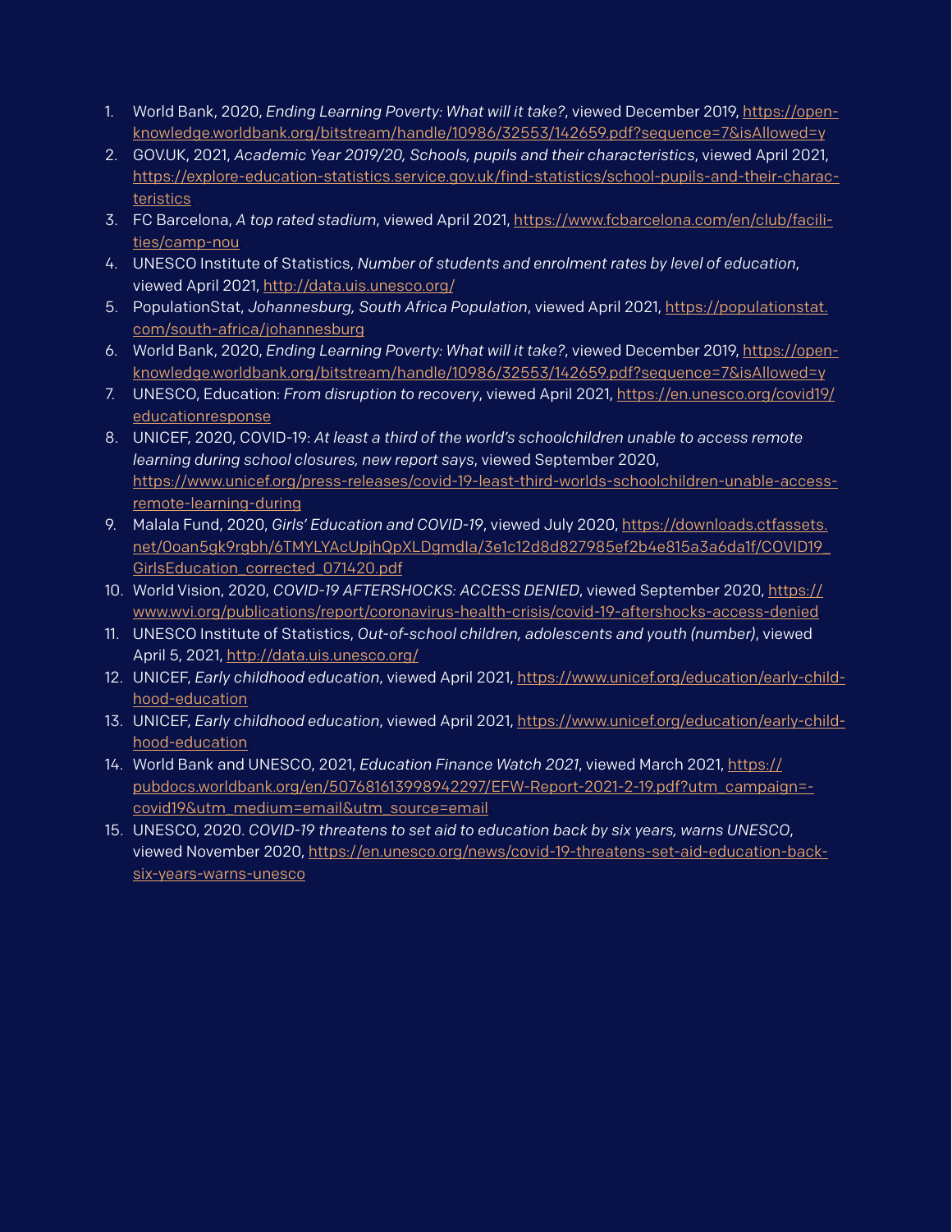1. World Bank, 2020, *Ending Learning Poverty: What will it take?*, viewed December 2019, https://openknowledge.worldbank.org/bitstream/handle/10986/32553/142659.pdf?sequence=7&isAllowed=y
2. GOV.UK, 2021, *Academic Year 2019/20, Schools, pupils and their characteristics*, viewed April 2021, https://explore-education-statistics.service.gov.uk/find-statistics/school-pupils-and-their-characteristics
3. FC Barcelona, *A top rated stadium*, viewed April 2021, https://www.fcbarcelona.com/en/club/facilities/camp-nou
4. UNESCO Institute of Statistics, *Number of students and enrolment rates by level of education*, viewed April 2021, http://data.uis.unesco.org/
5. PopulationStat, *Johannesburg, South Africa Population*, viewed April 2021, https://populationstat.com/south-africa/johannesburg
6. World Bank, 2020, *Ending Learning Poverty: What will it take?*, viewed December 2019, https://openknowledge.worldbank.org/bitstream/handle/10986/32553/142659.pdf?sequence=7&isAllowed=y
7. UNESCO, Education: *From disruption to recovery*, viewed April 2021, https://en.unesco.org/covid19/educationresponse
8. UNICEF, 2020, COVID-19: *At least a third of the world's schoolchildren unable to access remote learning during school closures, new report says*, viewed September 2020, https://www.unicef.org/press-releases/covid-19-least-third-worlds-schoolchildren-unable-access-remote-learning-during
9. Malala Fund, 2020, *Girls' Education and COVID-19*, viewed July 2020, https://downloads.ctfassets.net/0oan5gk9rgbh/6TMYLYAcUpjhQpXLDgmdIa/3e1c12d8d827985ef2b4e815a3a6da1f/COVID19_GirlsEducation_corrected_071420.pdf
10. World Vision, 2020, *COVID-19 AFTERSHOCKS: ACCESS DENIED*, viewed September 2020, https://www.wvi.org/publications/report/coronavirus-health-crisis/covid-19-aftershocks-access-denied
11. UNESCO Institute of Statistics, *Out-of-school children, adolescents and youth (number)*, viewed April 5, 2021, http://data.uis.unesco.org/
12. UNICEF, *Early childhood education*, viewed April 2021, https://www.unicef.org/education/early-childhood-education
13. UNICEF, *Early childhood education*, viewed April 2021, https://www.unicef.org/education/early-childhood-education
14. World Bank and UNESCO, 2021, *Education Finance Watch 2021*, viewed March 2021, https://pubdocs.worldbank.org/en/507681613998942297/EFW-Report-2021-2-19.pdf?utm_campaign=-covid19&utm_medium=email&utm_source=email
15. UNESCO, 2020. *COVID-19 threatens to set aid to education back by six years, warns UNESCO*, viewed November 2020, https://en.unesco.org/news/covid-19-threatens-set-aid-education-back-six-years-warns-unesco